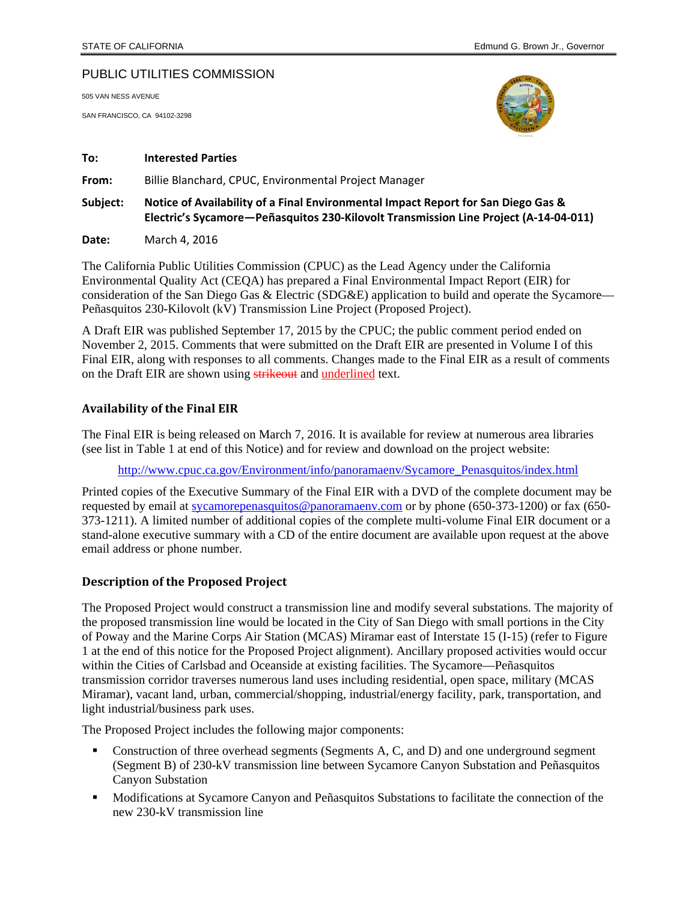STATE OF CALIFORNIA Edmund G. Brown Jr., Governor

PUBLIC UTILITIES COMMISSION

505 VAN NESS AVENUE

SAN FRANCISCO, CA 94102-3298

**To:** **Interested Parties**

**From:** Billie Blanchard, CPUC, Environmental Project Manager

**Subject:** **Notice of Availability of a Final Environmental Impact Report for San Diego Gas & Electric's Sycamore—Peñasquitos 230-Kilovolt Transmission Line Project (A-14-04-011)**

**Date:** March 4, 2016

The California Public Utilities Commission (CPUC) as the Lead Agency under the California Environmental Quality Act (CEQA) has prepared a Final Environmental Impact Report (EIR) for consideration of the San Diego Gas & Electric (SDG&E) application to build and operate the Sycamore—Peñasquitos 230-Kilovolt (kV) Transmission Line Project (Proposed Project).

A Draft EIR was published September 17, 2015 by the CPUC; the public comment period ended on November 2, 2015. Comments that were submitted on the Draft EIR are presented in Volume I of this Final EIR, along with responses to all comments. Changes made to the Final EIR as a result of comments on the Draft EIR are shown using ~~strikeout~~ and <u>underlined</u> text.

## Availability of the Final EIR

The Final EIR is being released on March 7, 2016. It is available for review at numerous area libraries (see list in Table 1 at end of this Notice) and for review and download on the project website:

http://www.cpuc.ca.gov/Environment/info/panoramaenv/Sycamore_Penasquitos/index.html

Printed copies of the Executive Summary of the Final EIR with a DVD of the complete document may be requested by email at sycamorepenasquitos@panoramaenv.com or by phone (650-373-1200) or fax (650-373-1211). A limited number of additional copies of the complete multi-volume Final EIR document or a stand-alone executive summary with a CD of the entire document are available upon request at the above email address or phone number.

## Description of the Proposed Project

The Proposed Project would construct a transmission line and modify several substations. The majority of the proposed transmission line would be located in the City of San Diego with small portions in the City of Poway and the Marine Corps Air Station (MCAS) Miramar east of Interstate 15 (I-15) (refer to Figure 1 at the end of this notice for the Proposed Project alignment). Ancillary proposed activities would occur within the Cities of Carlsbad and Oceanside at existing facilities. The Sycamore—Peñasquitos transmission corridor traverses numerous land uses including residential, open space, military (MCAS Miramar), vacant land, urban, commercial/shopping, industrial/energy facility, park, transportation, and light industrial/business park uses.

The Proposed Project includes the following major components:

- Construction of three overhead segments (Segments A, C, and D) and one underground segment (Segment B) of 230-kV transmission line between Sycamore Canyon Substation and Peñasquitos Canyon Substation
- Modifications at Sycamore Canyon and Peñasquitos Substations to facilitate the connection of the new 230-kV transmission line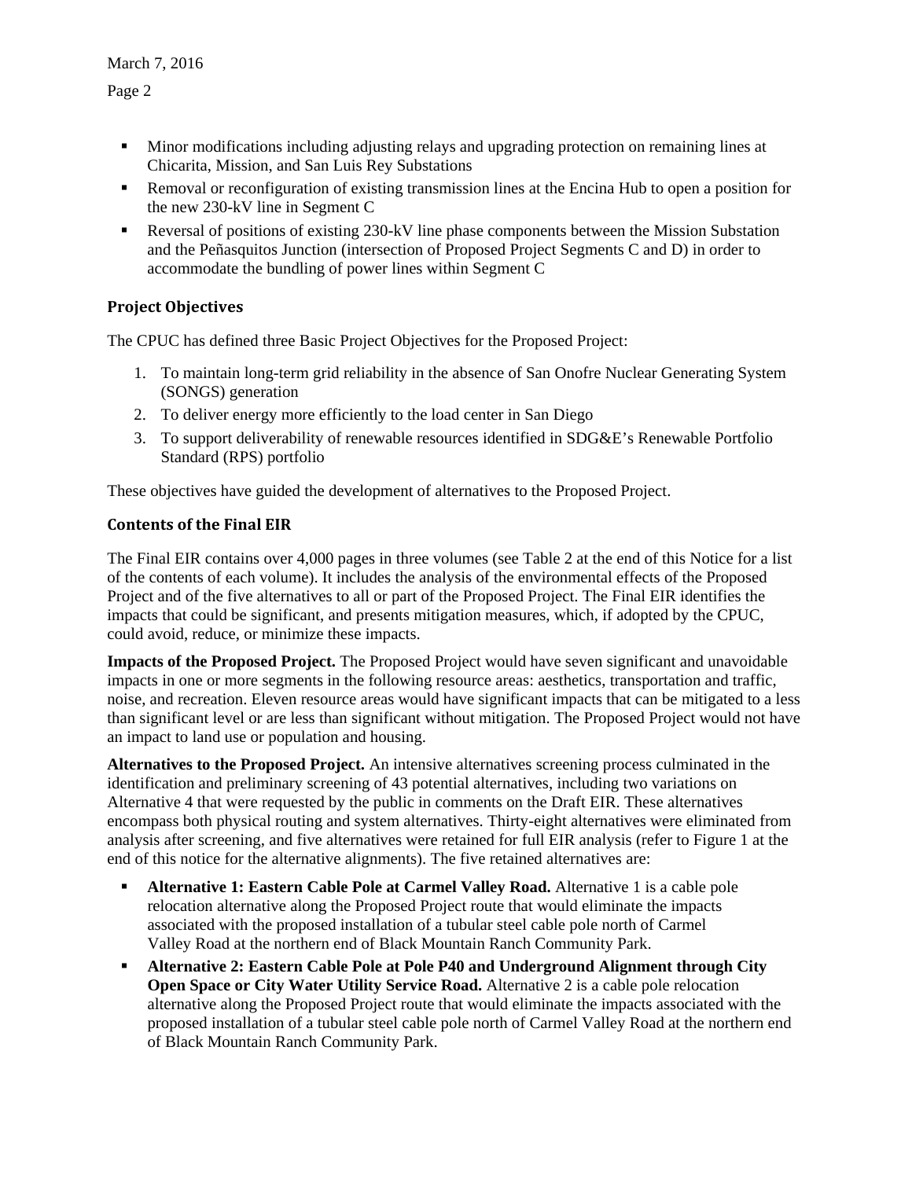- Minor modifications including adjusting relays and upgrading protection on remaining lines at Chicarita, Mission, and San Luis Rey Substations
- Removal or reconfiguration of existing transmission lines at the Encina Hub to open a position for the new 230-kV line in Segment C
- Reversal of positions of existing 230-kV line phase components between the Mission Substation and the Peñasquitos Junction (intersection of Proposed Project Segments C and D) in order to accommodate the bundling of power lines within Segment C

### Project Objectives

The CPUC has defined three Basic Project Objectives for the Proposed Project:

1. To maintain long-term grid reliability in the absence of San Onofre Nuclear Generating System (SONGS) generation
2. To deliver energy more efficiently to the load center in San Diego
3. To support deliverability of renewable resources identified in SDG&E's Renewable Portfolio Standard (RPS) portfolio

These objectives have guided the development of alternatives to the Proposed Project.

### Contents of the Final EIR

The Final EIR contains over 4,000 pages in three volumes (see Table 2 at the end of this Notice for a list of the contents of each volume). It includes the analysis of the environmental effects of the Proposed Project and of the five alternatives to all or part of the Proposed Project. The Final EIR identifies the impacts that could be significant, and presents mitigation measures, which, if adopted by the CPUC, could avoid, reduce, or minimize these impacts.

**Impacts of the Proposed Project.** The Proposed Project would have seven significant and unavoidable impacts in one or more segments in the following resource areas: aesthetics, transportation and traffic, noise, and recreation. Eleven resource areas would have significant impacts that can be mitigated to a less than significant level or are less than significant without mitigation. The Proposed Project would not have an impact to land use or population and housing.

**Alternatives to the Proposed Project.** An intensive alternatives screening process culminated in the identification and preliminary screening of 43 potential alternatives, including two variations on Alternative 4 that were requested by the public in comments on the Draft EIR. These alternatives encompass both physical routing and system alternatives. Thirty-eight alternatives were eliminated from analysis after screening, and five alternatives were retained for full EIR analysis (refer to Figure 1 at the end of this notice for the alternative alignments). The five retained alternatives are:

- **Alternative 1: Eastern Cable Pole at Carmel Valley Road.** Alternative 1 is a cable pole relocation alternative along the Proposed Project route that would eliminate the impacts associated with the proposed installation of a tubular steel cable pole north of Carmel Valley Road at the northern end of Black Mountain Ranch Community Park.
- **Alternative 2: Eastern Cable Pole at Pole P40 and Underground Alignment through City Open Space or City Water Utility Service Road.** Alternative 2 is a cable pole relocation alternative along the Proposed Project route that would eliminate the impacts associated with the proposed installation of a tubular steel cable pole north of Carmel Valley Road at the northern end of Black Mountain Ranch Community Park.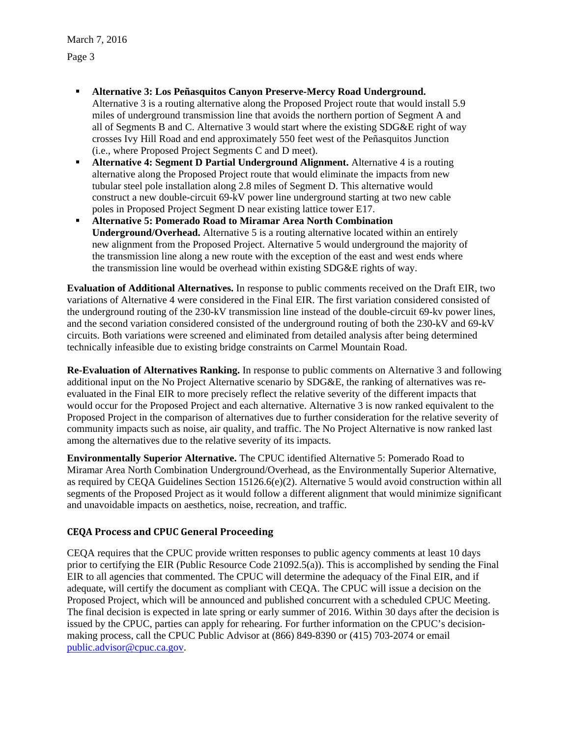- **Alternative 3: Los Peñasquitos Canyon Preserve-Mercy Road Underground.** Alternative 3 is a routing alternative along the Proposed Project route that would install 5.9 miles of underground transmission line that avoids the northern portion of Segment A and all of Segments B and C. Alternative 3 would start where the existing SDG&E right of way crosses Ivy Hill Road and end approximately 550 feet west of the Peñasquitos Junction (i.e., where Proposed Project Segments C and D meet).
- **Alternative 4: Segment D Partial Underground Alignment.** Alternative 4 is a routing alternative along the Proposed Project route that would eliminate the impacts from new tubular steel pole installation along 2.8 miles of Segment D. This alternative would construct a new double-circuit 69-kV power line underground starting at two new cable poles in Proposed Project Segment D near existing lattice tower E17.
- **Alternative 5: Pomerado Road to Miramar Area North Combination Underground/Overhead.** Alternative 5 is a routing alternative located within an entirely new alignment from the Proposed Project. Alternative 5 would underground the majority of the transmission line along a new route with the exception of the east and west ends where the transmission line would be overhead within existing SDG&E rights of way.

**Evaluation of Additional Alternatives.** In response to public comments received on the Draft EIR, two variations of Alternative 4 were considered in the Final EIR. The first variation considered consisted of the underground routing of the 230-kV transmission line instead of the double-circuit 69-kv power lines, and the second variation considered consisted of the underground routing of both the 230-kV and 69-kV circuits. Both variations were screened and eliminated from detailed analysis after being determined technically infeasible due to existing bridge constraints on Carmel Mountain Road.

**Re-Evaluation of Alternatives Ranking.** In response to public comments on Alternative 3 and following additional input on the No Project Alternative scenario by SDG&E, the ranking of alternatives was re-evaluated in the Final EIR to more precisely reflect the relative severity of the different impacts that would occur for the Proposed Project and each alternative. Alternative 3 is now ranked equivalent to the Proposed Project in the comparison of alternatives due to further consideration for the relative severity of community impacts such as noise, air quality, and traffic. The No Project Alternative is now ranked last among the alternatives due to the relative severity of its impacts.

**Environmentally Superior Alternative.** The CPUC identified Alternative 5: Pomerado Road to Miramar Area North Combination Underground/Overhead, as the Environmentally Superior Alternative, as required by CEQA Guidelines Section 15126.6(e)(2). Alternative 5 would avoid construction within all segments of the Proposed Project as it would follow a different alignment that would minimize significant and unavoidable impacts on aesthetics, noise, recreation, and traffic.

## CEQA Process and CPUC General Proceeding

CEQA requires that the CPUC provide written responses to public agency comments at least 10 days prior to certifying the EIR (Public Resource Code 21092.5(a)). This is accomplished by sending the Final EIR to all agencies that commented. The CPUC will determine the adequacy of the Final EIR, and if adequate, will certify the document as compliant with CEQA. The CPUC will issue a decision on the Proposed Project, which will be announced and published concurrent with a scheduled CPUC Meeting. The final decision is expected in late spring or early summer of 2016. Within 30 days after the decision is issued by the CPUC, parties can apply for rehearing. For further information on the CPUC's decision-making process, call the CPUC Public Advisor at (866) 849-8390 or (415) 703-2074 or email public.advisor@cpuc.ca.gov.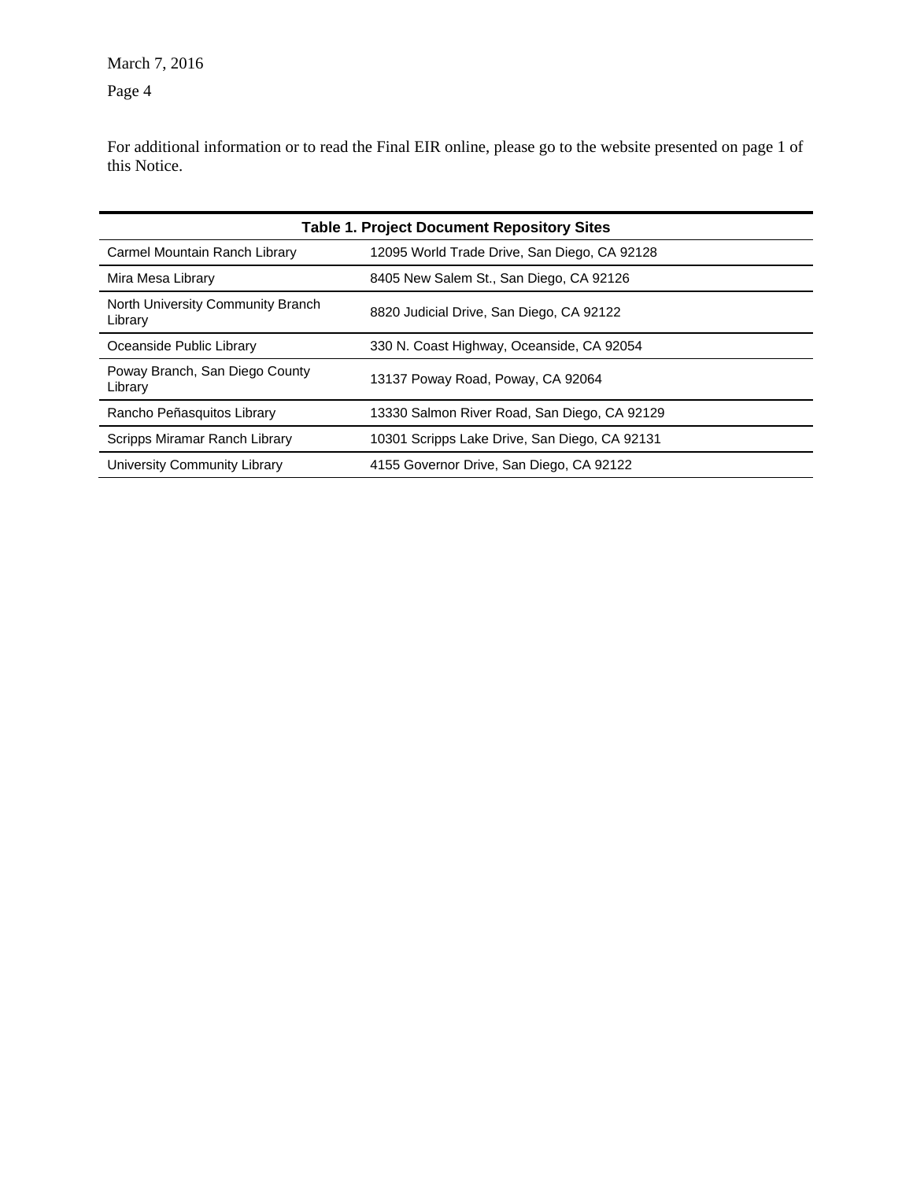March 7, 2016

For additional information or to read the Final EIR online, please go to the website presented on page 1 of this Notice.

**Table 1. Project Document Repository Sites**

| | |
|---|---|
| Carmel Mountain Ranch Library | 12095 World Trade Drive, San Diego, CA 92128 |
| Mira Mesa Library | 8405 New Salem St., San Diego, CA 92126 |
| North University Community Branch Library | 8820 Judicial Drive, San Diego, CA 92122 |
| Oceanside Public Library | 330 N. Coast Highway, Oceanside, CA 92054 |
| Poway Branch, San Diego County Library | 13137 Poway Road, Poway, CA 92064 |
| Rancho Peñasquitos Library | 13330 Salmon River Road, San Diego, CA 92129 |
| Scripps Miramar Ranch Library | 10301 Scripps Lake Drive, San Diego, CA 92131 |
| University Community Library | 4155 Governor Drive, San Diego, CA 92122 |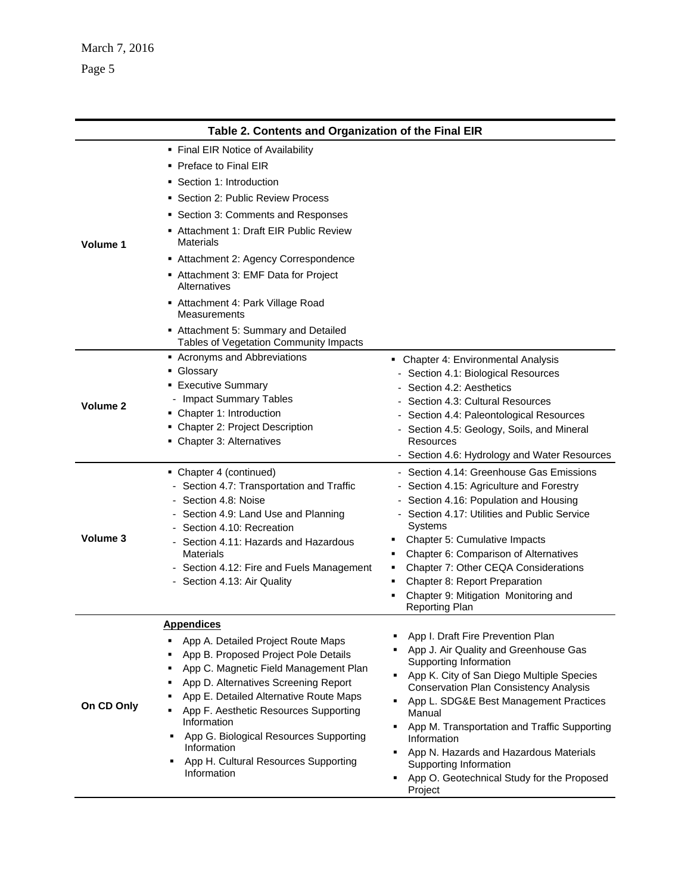**Table 2. Contents and Organization of the Final EIR**

| | | |
|---|---|---|
| **Volume 1** | ▪ Final EIR Notice of Availability<br>▪ Preface to Final EIR<br>▪ Section 1: Introduction<br>▪ Section 2: Public Review Process<br>▪ Section 3: Comments and Responses<br>▪ Attachment 1: Draft EIR Public Review Materials<br>▪ Attachment 2: Agency Correspondence<br>▪ Attachment 3: EMF Data for Project Alternatives<br>▪ Attachment 4: Park Village Road Measurements<br>▪ Attachment 5: Summary and Detailed Tables of Vegetation Community Impacts | |
| **Volume 2** | ▪ Acronyms and Abbreviations<br>▪ Glossary<br>▪ Executive Summary<br>- Impact Summary Tables<br>▪ Chapter 1: Introduction<br>▪ Chapter 2: Project Description<br>▪ Chapter 3: Alternatives | ▪ Chapter 4: Environmental Analysis<br>- Section 4.1: Biological Resources<br>- Section 4.2: Aesthetics<br>- Section 4.3: Cultural Resources<br>- Section 4.4: Paleontological Resources<br>- Section 4.5: Geology, Soils, and Mineral Resources<br>- Section 4.6: Hydrology and Water Resources |
| **Volume 3** | ▪ Chapter 4 (continued)<br>- Section 4.7: Transportation and Traffic<br>- Section 4.8: Noise<br>- Section 4.9: Land Use and Planning<br>- Section 4.10: Recreation<br>- Section 4.11: Hazards and Hazardous Materials<br>- Section 4.12: Fire and Fuels Management<br>- Section 4.13: Air Quality | - Section 4.14: Greenhouse Gas Emissions<br>- Section 4.15: Agriculture and Forestry<br>- Section 4.16: Population and Housing<br>- Section 4.17: Utilities and Public Service Systems<br>▪ Chapter 5: Cumulative Impacts<br>▪ Chapter 6: Comparison of Alternatives<br>▪ Chapter 7: Other CEQA Considerations<br>▪ Chapter 8: Report Preparation<br>▪ Chapter 9: Mitigation Monitoring and Reporting Plan |
| **On CD Only** | <u>**Appendices**</u><br>▪ App A. Detailed Project Route Maps<br>▪ App B. Proposed Project Pole Details<br>▪ App C. Magnetic Field Management Plan<br>▪ App D. Alternatives Screening Report<br>▪ App E. Detailed Alternative Route Maps<br>▪ App F. Aesthetic Resources Supporting Information<br>▪ App G. Biological Resources Supporting Information<br>▪ App H. Cultural Resources Supporting Information | ▪ App I. Draft Fire Prevention Plan<br>▪ App J. Air Quality and Greenhouse Gas Supporting Information<br>▪ App K. City of San Diego Multiple Species Conservation Plan Consistency Analysis<br>▪ App L. SDG&E Best Management Practices Manual<br>▪ App M. Transportation and Traffic Supporting Information<br>▪ App N. Hazards and Hazardous Materials Supporting Information<br>▪ App O. Geotechnical Study for the Proposed Project |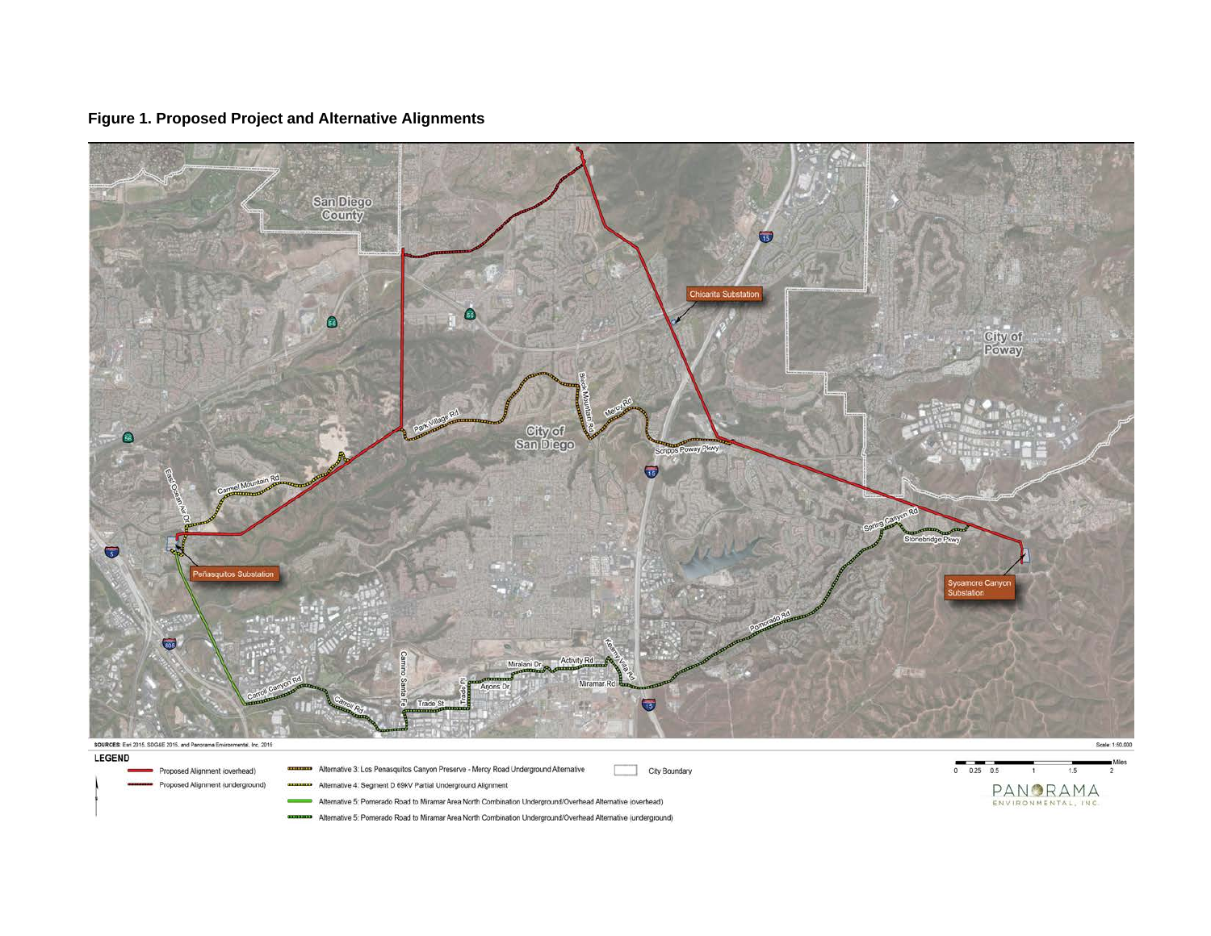**Figure 1. Proposed Project and Alternative Alignments**

San Diego County

City of Poway

City of San Diego

Chicarita Substation

Peñasquitos Substation

Sycamore Canyon Substation

Park Village Rd

Black Mountain Rd

Mercy Rd

Scripps Poway Pkwy

Carmel Mountain Rd

East Ocean Air Dr

Spring Canyon Rd

Stonebridge Pkwy

Pomerado Rd

Kearny Villa Rd

Miramar Rd

Activity Rd

Miralani Dr

Agnes Dr

Trade Pl

Trade St

Camino Santa Fe

Carroll Rd

Carroll Canyon Rd

SOURCES: Esri 2015, SDG&E 2015, and Panorama Environmental, Inc. 2015

Scale 1:60,000

LEGEND

Proposed Alignment (overhead)

Proposed Alignment (underground)

Alternative 3: Los Penasquitos Canyon Preserve - Mercy Road Underground Alternative

Alternative 4: Segment D 69kV Partial Underground Alignment

Alternative 5: Pomerado Road to Miramar Area North Combination Underground/Overhead Alternative (overhead)

Alternative 5: Pomerado Road to Miramar Area North Combination Underground/Overhead Alternative (underground)

City Boundary

0 0.25 0.5 1 1.5 2 Miles

PANORAMA ENVIRONMENTAL, INC.